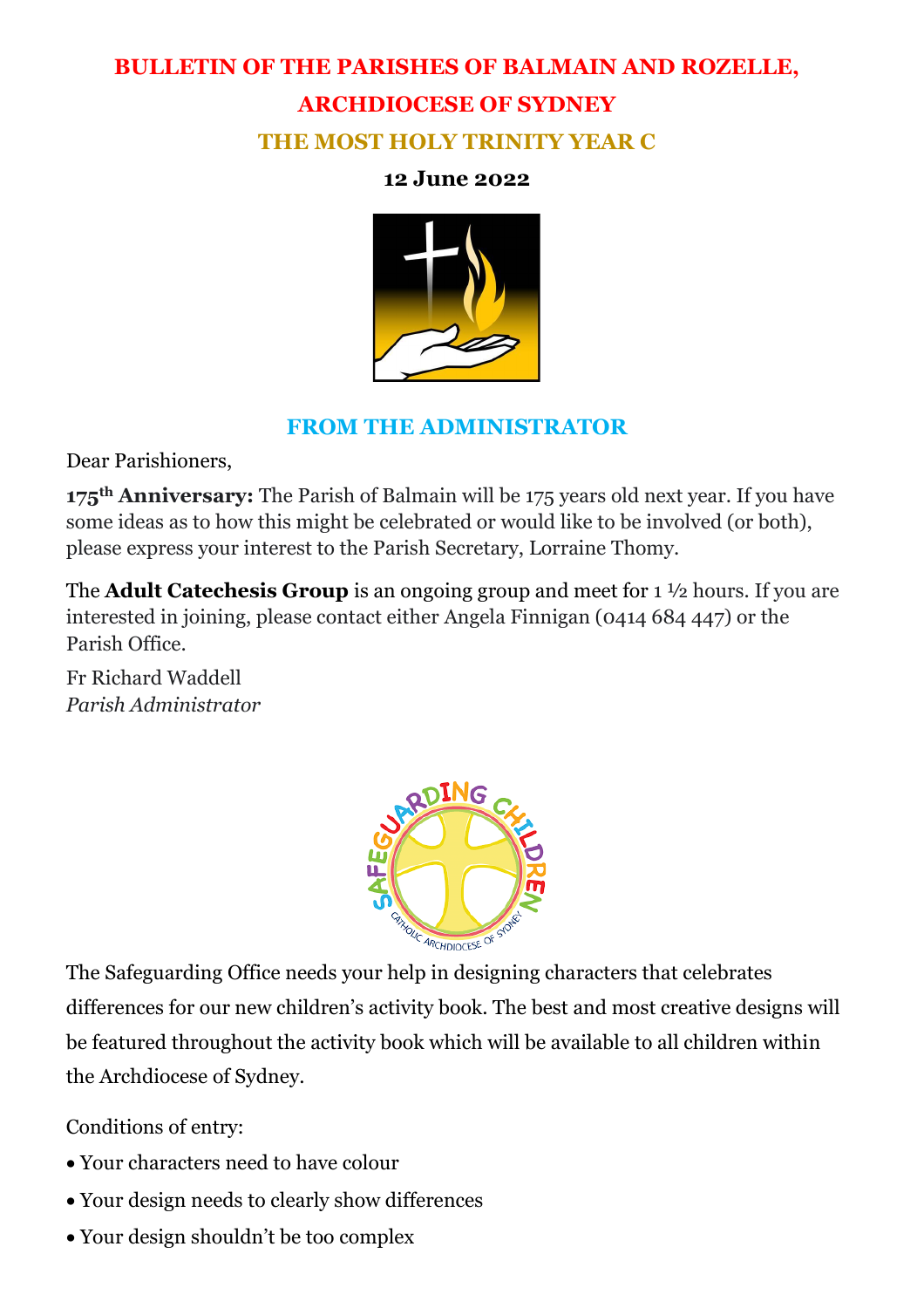# BULLETIN OF THE PARISHES OF BALMAIN AND ROZELLE, ARCHDIOCESE OF SYDNEY

## THE MOST HOLY TRINITY YEAR C

**12 June 2022**

## FROM THE ADMINISTRATOR

Dear Parishioners,

**175th Anniversary:** The Parish of Balmain will be 175 years old next year. If you have some ideas as to how this might be celebrated or would like to be involved (or both), please express your interest to the Parish Secretary, Lorraine Thomy.

The **Adult Catechesis Group** is an ongoing group and meet for 1 ½ hours. If you are interested in joining, please contact either Angela Finnigan (0414 684 447) or the Parish Office.

Fr Richard Waddell
*Parish Administrator*

The Safeguarding Office needs your help in designing characters that celebrates differences for our new children's activity book. The best and most creative designs will be featured throughout the activity book which will be available to all children within the Archdiocese of Sydney.

Conditions of entry:

- Your characters need to have colour
- Your design needs to clearly show differences
- Your design shouldn't be too complex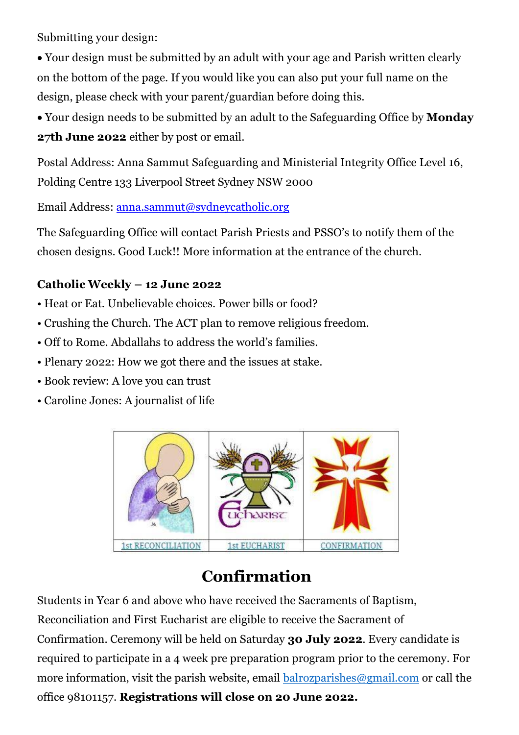Submitting your design:

- Your design must be submitted by an adult with your age and Parish written clearly on the bottom of the page. If you would like you can also put your full name on the design, please check with your parent/guardian before doing this.
- Your design needs to be submitted by an adult to the Safeguarding Office by **Monday 27th June 2022** either by post or email.

Postal Address: Anna Sammut Safeguarding and Ministerial Integrity Office Level 16, Polding Centre 133 Liverpool Street Sydney NSW 2000

Email Address: anna.sammut@sydneycatholic.org

The Safeguarding Office will contact Parish Priests and PSSO's to notify them of the chosen designs. Good Luck!! More information at the entrance of the church.

**Catholic Weekly – 12 June 2022**

- Heat or Eat. Unbelievable choices. Power bills or food?
- Crushing the Church. The ACT plan to remove religious freedom.
- Off to Rome. Abdallahs to address the world's families.
- Plenary 2022: How we got there and the issues at stake.
- Book review: A love you can trust
- Caroline Jones: A journalist of life

1st RECONCILIATION | 1st EUCHARIST | CONFIRMATION

# Confirmation

Students in Year 6 and above who have received the Sacraments of Baptism, Reconciliation and First Eucharist are eligible to receive the Sacrament of Confirmation. Ceremony will be held on Saturday **30 July 2022**. Every candidate is required to participate in a 4 week pre preparation program prior to the ceremony. For more information, visit the parish website, email balrozparishes@gmail.com or call the office 98101157. **Registrations will close on 20 June 2022.**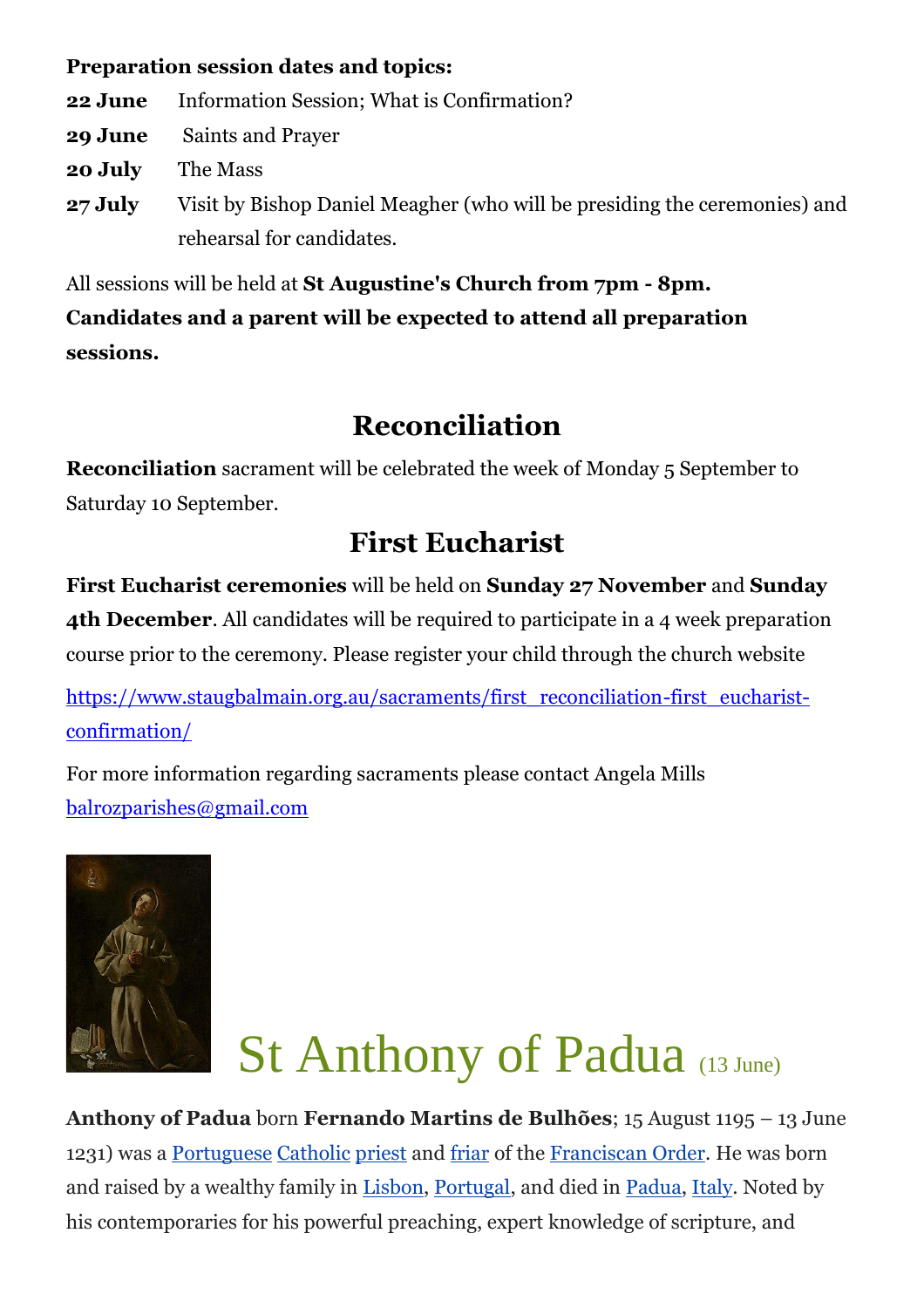**Preparation session dates and topics:**

**22 June** Information Session; What is Confirmation?

**29 June** Saints and Prayer

**20 July** The Mass

**27 July** Visit by Bishop Daniel Meagher (who will be presiding the ceremonies) and rehearsal for candidates.

All sessions will be held at **St Augustine's Church from 7pm - 8pm.**
**Candidates and a parent will be expected to attend all preparation sessions.**

## Reconciliation

**Reconciliation** sacrament will be celebrated the week of Monday 5 September to Saturday 10 September.

## First Eucharist

**First Eucharist ceremonies** will be held on **Sunday 27 November** and **Sunday 4th December**. All candidates will be required to participate in a 4 week preparation course prior to the ceremony. Please register your child through the church website

https://www.staugbalmain.org.au/sacraments/first_reconciliation-first_eucharist-confirmation/

For more information regarding sacraments please contact Angela Mills
balrozparishes@gmail.com

## St Anthony of Padua (13 June)

**Anthony of Padua** born **Fernando Martins de Bulhões**; 15 August 1195 – 13 June 1231) was a Portuguese Catholic priest and friar of the Franciscan Order. He was born and raised by a wealthy family in Lisbon, Portugal, and died in Padua, Italy. Noted by his contemporaries for his powerful preaching, expert knowledge of scripture, and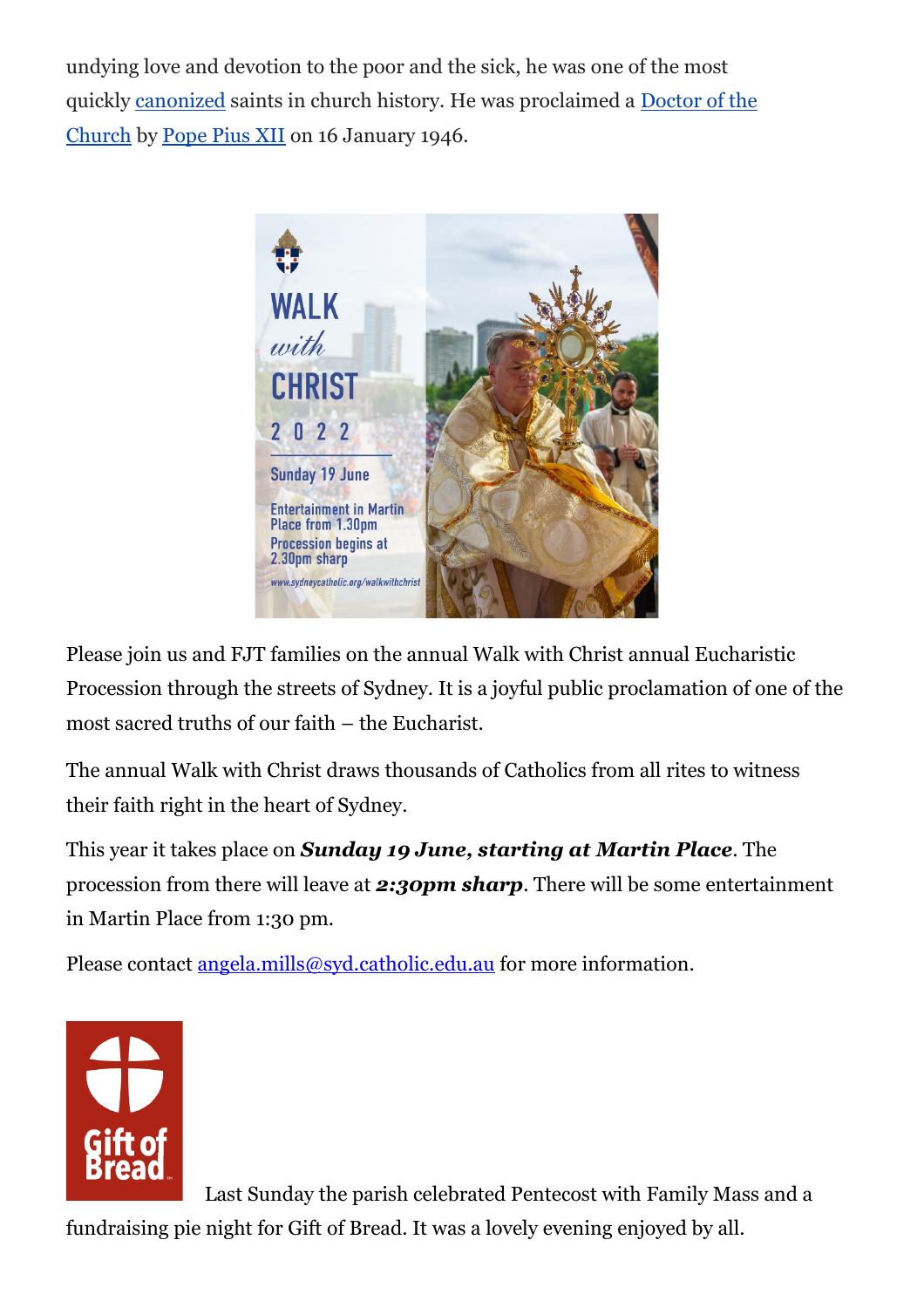undying love and devotion to the poor and the sick, he was one of the most quickly [canonized](#) saints in church history. He was proclaimed a [Doctor of the Church](#) by [Pope Pius XII](#) on 16 January 1946.

WALK
*with*
CHRIST
2 0 2 2

Sunday 19 June

Entertainment in Martin Place from 1.30pm

Procession begins at 2.30pm sharp

www.sydneycatholic.org/walkwithchrist

Please join us and FJT families on the annual Walk with Christ annual Eucharistic Procession through the streets of Sydney. It is a joyful public proclamation of one of the most sacred truths of our faith – the Eucharist.

The annual Walk with Christ draws thousands of Catholics from all rites to witness their faith right in the heart of Sydney.

This year it takes place on ***Sunday 19 June, starting at Martin Place***. The procession from there will leave at ***2:30pm sharp***. There will be some entertainment in Martin Place from 1:30 pm.

Please contact [angela.mills@syd.catholic.edu.au](mailto:angela.mills@syd.catholic.edu.au) for more information.

Gift of Bread

Last Sunday the parish celebrated Pentecost with Family Mass and a fundraising pie night for Gift of Bread. It was a lovely evening enjoyed by all.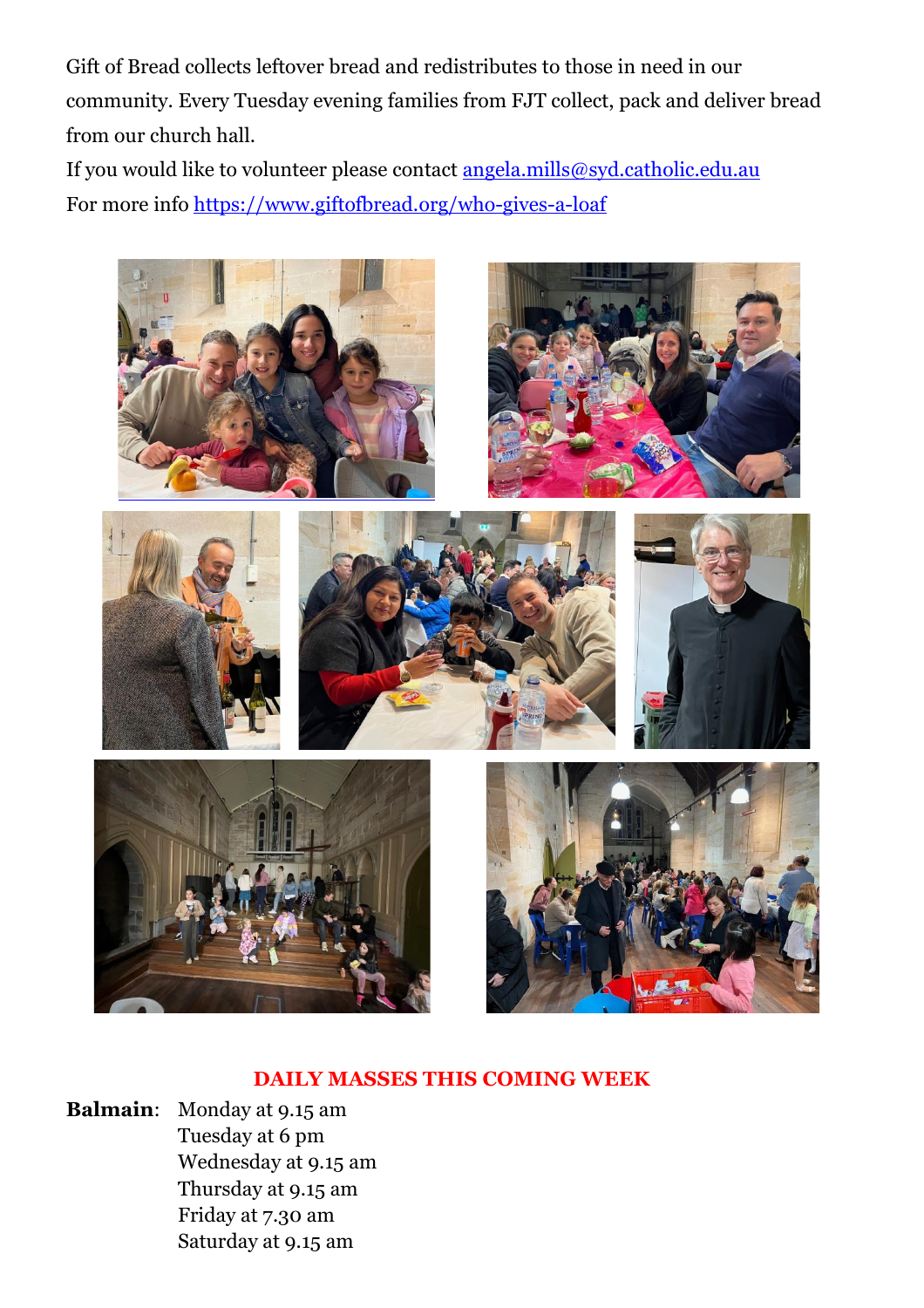Gift of Bread collects leftover bread and redistributes to those in need in our community. Every Tuesday evening families from FJT collect, pack and deliver bread from our church hall.

If you would like to volunteer please contact [angela.mills@syd.catholic.edu.au](mailto:angela.mills@syd.catholic.edu.au)

For more info [https://www.giftofbread.org/who-gives-a-loaf](https://www.giftofbread.org/who-gives-a-loaf)

## DAILY MASSES THIS COMING WEEK

**Balmain**: Monday at 9.15 am
Tuesday at 6 pm
Wednesday at 9.15 am
Thursday at 9.15 am
Friday at 7.30 am
Saturday at 9.15 am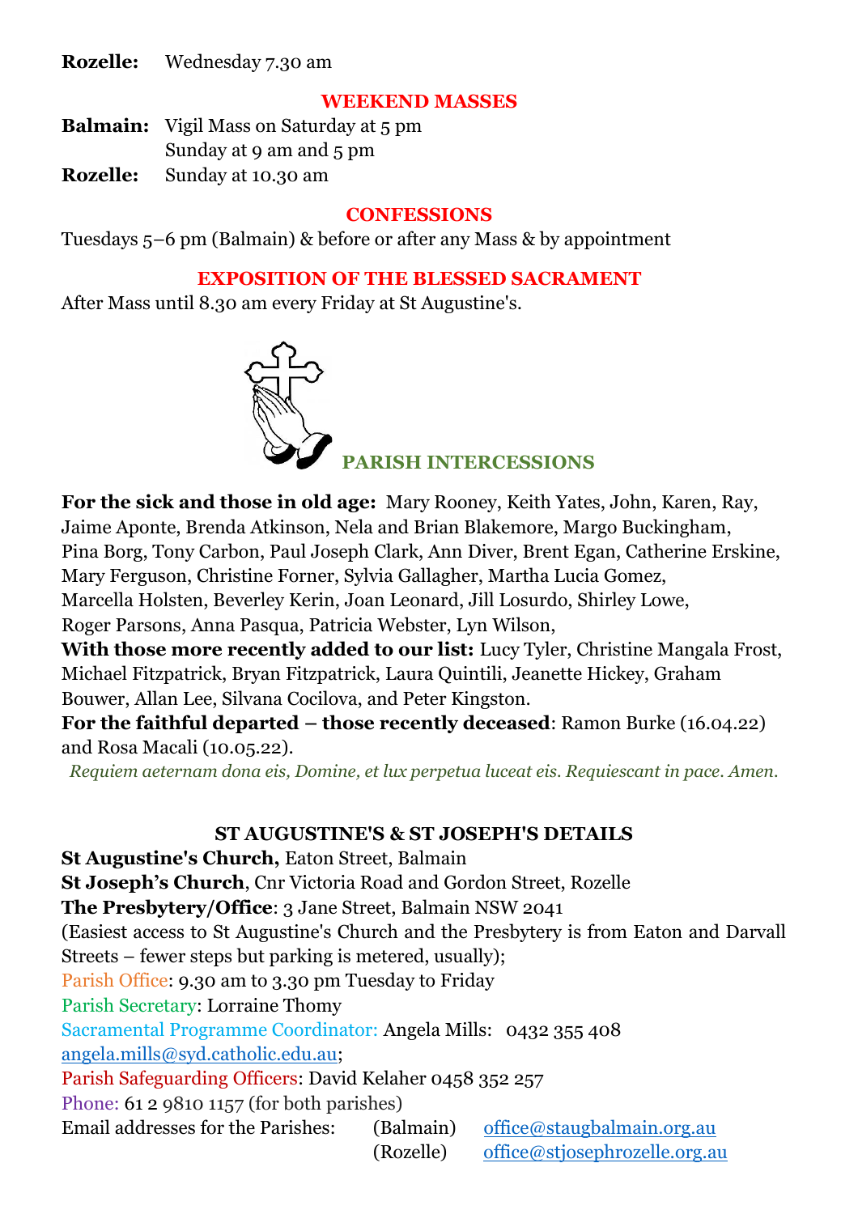**Rozelle:** Wednesday 7.30 am

## WEEKEND MASSES

**Balmain:** Vigil Mass on Saturday at 5 pm
Sunday at 9 am and 5 pm
**Rozelle:** Sunday at 10.30 am

## CONFESSIONS

Tuesdays 5–6 pm (Balmain) & before or after any Mass & by appointment

## EXPOSITION OF THE BLESSED SACRAMENT

After Mass until 8.30 am every Friday at St Augustine's.

## PARISH INTERCESSIONS

**For the sick and those in old age:** Mary Rooney, Keith Yates, John, Karen, Ray, Jaime Aponte, Brenda Atkinson, Nela and Brian Blakemore, Margo Buckingham, Pina Borg, Tony Carbon, Paul Joseph Clark, Ann Diver, Brent Egan, Catherine Erskine, Mary Ferguson, Christine Forner, Sylvia Gallagher, Martha Lucia Gomez, Marcella Holsten, Beverley Kerin, Joan Leonard, Jill Losurdo, Shirley Lowe, Roger Parsons, Anna Pasqua, Patricia Webster, Lyn Wilson,
**With those more recently added to our list:** Lucy Tyler, Christine Mangala Frost, Michael Fitzpatrick, Bryan Fitzpatrick, Laura Quintili, Jeanette Hickey, Graham Bouwer, Allan Lee, Silvana Cocilova, and Peter Kingston.
**For the faithful departed – those recently deceased**: Ramon Burke (16.04.22) and Rosa Macali (10.05.22).

*Requiem aeternam dona eis, Domine, et lux perpetua luceat eis. Requiescant in pace. Amen.*

## ST AUGUSTINE'S & ST JOSEPH'S DETAILS

**St Augustine's Church,** Eaton Street, Balmain
**St Joseph's Church**, Cnr Victoria Road and Gordon Street, Rozelle
**The Presbytery/Office**: 3 Jane Street, Balmain NSW 2041
(Easiest access to St Augustine's Church and the Presbytery is from Eaton and Darvall Streets – fewer steps but parking is metered, usually);
Parish Office: 9.30 am to 3.30 pm Tuesday to Friday
Parish Secretary: Lorraine Thomy
Sacramental Programme Coordinator: Angela Mills: 0432 355 408
angela.mills@syd.catholic.edu.au;
Parish Safeguarding Officers: David Kelaher 0458 352 257
Phone: 61 2 9810 1157 (for both parishes)
Email addresses for the Parishes: (Balmain) office@staugbalmain.org.au
(Rozelle) office@stjosephrozelle.org.au